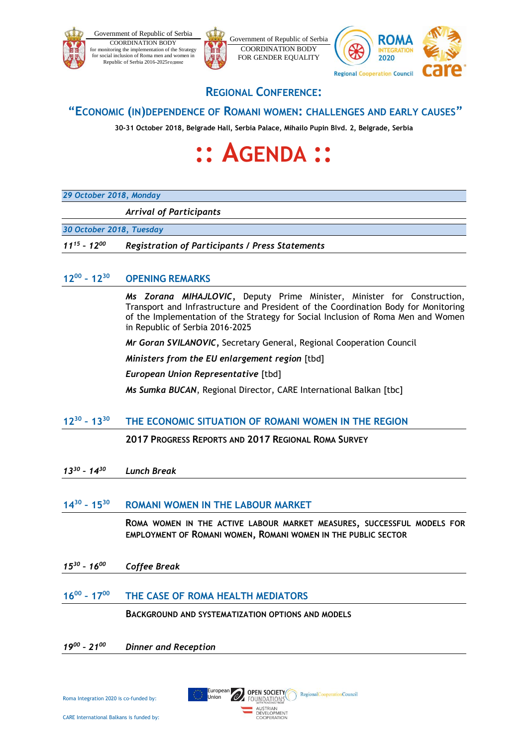Government of Republic of Serbia
COORDINATION BODY
for monitoring the implementation of the Strategy for social inclusion of Roma men and women in Republic of Serbia 2016-2025године

Government of Republic of Serbia
COORDINATION BODY
FOR GENDER EQUALITY

ROMA INTEGRATION 2020
Regional Cooperation Council

care

## REGIONAL CONFERENCE:

## "ECONOMIC (IN)DEPENDENCE OF ROMANI WOMEN: CHALLENGES AND EARLY CAUSES"

**30-31 October 2018, Belgrade Hall, Serbia Palace, Mihailo Pupin Blvd. 2, Belgrade, Serbia**

# :: AGENDA ::

***29 October 2018, Monday***

| | |
|---|---|
| | ***Arrival of Participants*** |

***30 October 2018, Tuesday***

| | |
|---|---|
| ***$11^{15}$ - $12^{00}$*** | ***Registration of Participants / Press Statements*** |

### $12^{00}$ - $12^{30}$ OPENING REMARKS

***Ms Zorana MIHAJLOVIC***, Deputy Prime Minister, Minister for Construction, Transport and Infrastructure and President of the Coordination Body for Monitoring of the Implementation of the Strategy for Social Inclusion of Roma Men and Women in Republic of Serbia 2016-2025

***Mr Goran SVILANOVIC***, Secretary General, Regional Cooperation Council

***Ministers from the EU enlargement region*** [tbd]

***European Union Representative*** [tbd]

***Ms Sumka BUCAN***, Regional Director, CARE International Balkan [tbc]

### $12^{30}$ - $13^{30}$ THE ECONOMIC SITUATION OF ROMANI WOMEN IN THE REGION

**2017 PROGRESS REPORTS AND 2017 REGIONAL ROMA SURVEY**

***$13^{30}$ - $14^{30}$*** ***Lunch Break***

### $14^{30}$ - $15^{30}$ ROMANI WOMEN IN THE LABOUR MARKET

**ROMA WOMEN IN THE ACTIVE LABOUR MARKET MEASURES, SUCCESSFUL MODELS FOR EMPLOYMENT OF ROMANI WOMEN, ROMANI WOMEN IN THE PUBLIC SECTOR**

***$15^{30}$ - $16^{00}$*** ***Coffee Break***

### $16^{00}$ - $17^{00}$ THE CASE OF ROMA HEALTH MEDIATORS

**BACKGROUND AND SYSTEMATIZATION OPTIONS AND MODELS**

***$19^{00}$ - $21^{00}$*** ***Dinner and Reception***

Roma Integration 2020 is co-funded by: European Union, Open Society Foundations, Regional Cooperation Council

CARE International Balkans is funded by: Austrian Development Cooperation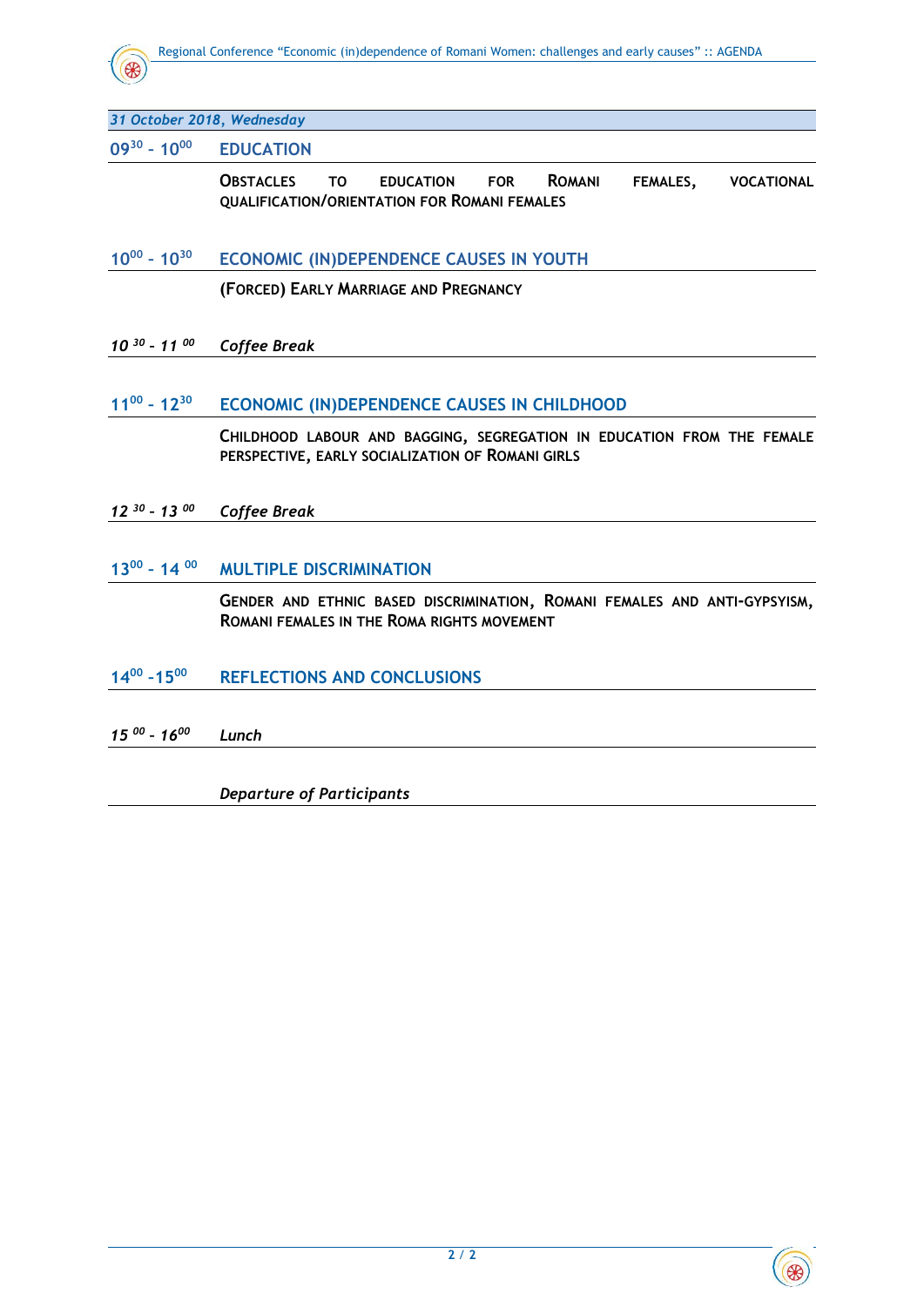*31 October 2018, Wednesday*

**$09^{30}$ - $10^{00}$** **EDUCATION**

OBSTACLES TO EDUCATION FOR ROMANI FEMALES, VOCATIONAL QUALIFICATION/ORIENTATION FOR ROMANI FEMALES

**$10^{00}$ - $10^{30}$** **ECONOMIC (IN)DEPENDENCE CAUSES IN YOUTH**

(FORCED) EARLY MARRIAGE AND PREGNANCY

*$10^{30}$ - $11^{00}$* *Coffee Break*

**$11^{00}$ - $12^{30}$** **ECONOMIC (IN)DEPENDENCE CAUSES IN CHILDHOOD**

CHILDHOOD LABOUR AND BAGGING, SEGREGATION IN EDUCATION FROM THE FEMALE PERSPECTIVE, EARLY SOCIALIZATION OF ROMANI GIRLS

*$12^{30}$ - $13^{00}$* *Coffee Break*

**$13^{00}$ - $14^{00}$** **MULTIPLE DISCRIMINATION**

GENDER AND ETHNIC BASED DISCRIMINATION, ROMANI FEMALES AND ANTI-GYPSYISM, ROMANI FEMALES IN THE ROMA RIGHTS MOVEMENT

**$14^{00}$ -$15^{00}$** **REFLECTIONS AND CONCLUSIONS**

*$15^{00}$ - $16^{00}$* *Lunch*

*Departure of Participants*